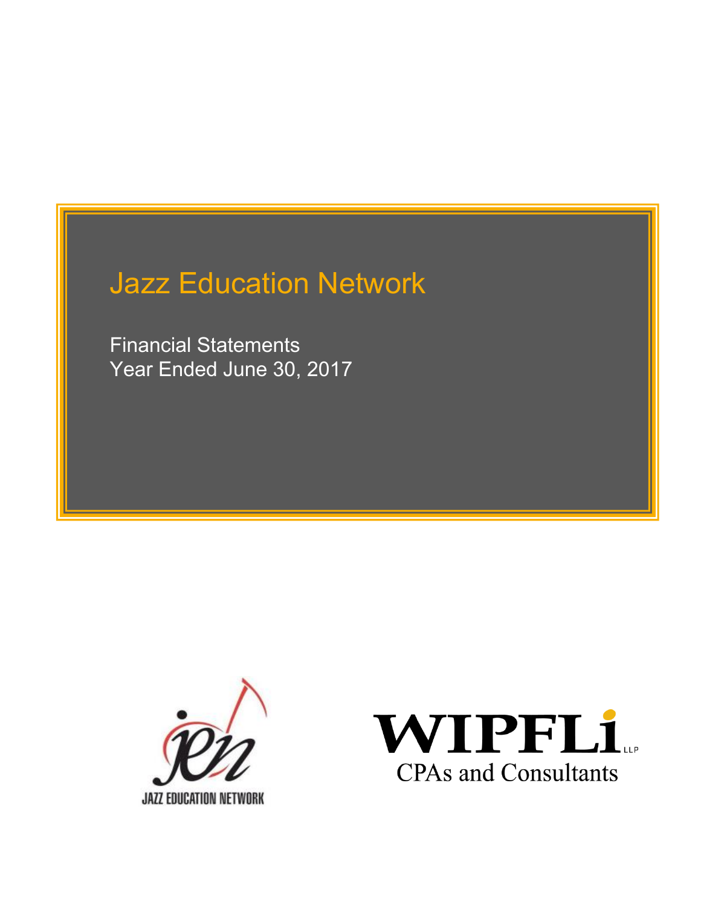# Jazz Education Network

Financial Statements
Year Ended June 30, 2017

JAZZ EDUCATION NETWORK

WIPFLi LLP
CPAs and Consultants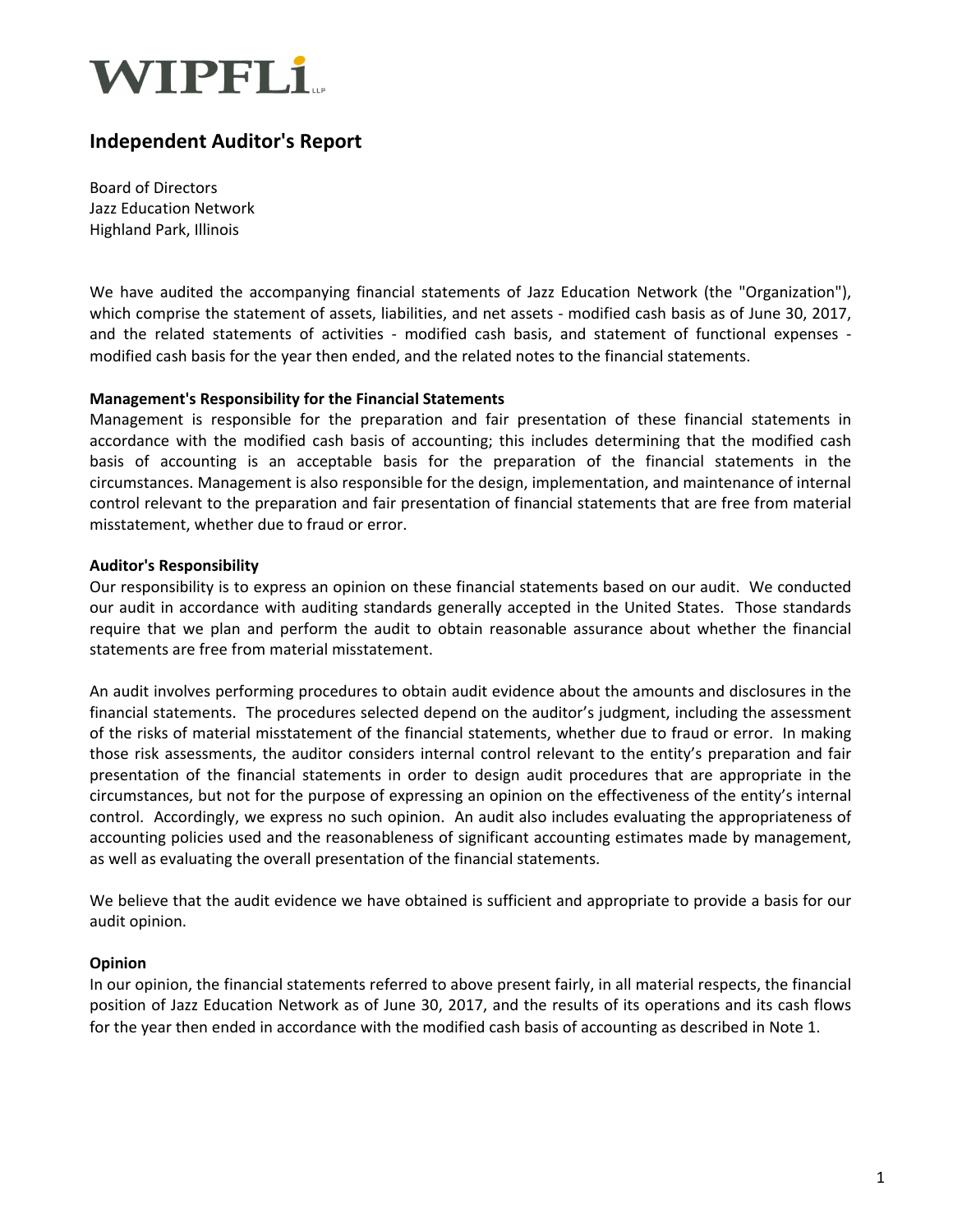WIPFLi LLP

# Independent Auditor's Report

Board of Directors
Jazz Education Network
Highland Park, Illinois

We have audited the accompanying financial statements of Jazz Education Network (the "Organization"), which comprise the statement of assets, liabilities, and net assets - modified cash basis as of June 30, 2017, and the related statements of activities - modified cash basis, and statement of functional expenses - modified cash basis for the year then ended, and the related notes to the financial statements.

**Management's Responsibility for the Financial Statements**
Management is responsible for the preparation and fair presentation of these financial statements in accordance with the modified cash basis of accounting; this includes determining that the modified cash basis of accounting is an acceptable basis for the preparation of the financial statements in the circumstances. Management is also responsible for the design, implementation, and maintenance of internal control relevant to the preparation and fair presentation of financial statements that are free from material misstatement, whether due to fraud or error.

**Auditor's Responsibility**
Our responsibility is to express an opinion on these financial statements based on our audit. We conducted our audit in accordance with auditing standards generally accepted in the United States. Those standards require that we plan and perform the audit to obtain reasonable assurance about whether the financial statements are free from material misstatement.

An audit involves performing procedures to obtain audit evidence about the amounts and disclosures in the financial statements. The procedures selected depend on the auditor's judgment, including the assessment of the risks of material misstatement of the financial statements, whether due to fraud or error. In making those risk assessments, the auditor considers internal control relevant to the entity's preparation and fair presentation of the financial statements in order to design audit procedures that are appropriate in the circumstances, but not for the purpose of expressing an opinion on the effectiveness of the entity's internal control. Accordingly, we express no such opinion. An audit also includes evaluating the appropriateness of accounting policies used and the reasonableness of significant accounting estimates made by management, as well as evaluating the overall presentation of the financial statements.

We believe that the audit evidence we have obtained is sufficient and appropriate to provide a basis for our audit opinion.

**Opinion**
In our opinion, the financial statements referred to above present fairly, in all material respects, the financial position of Jazz Education Network as of June 30, 2017, and the results of its operations and its cash flows for the year then ended in accordance with the modified cash basis of accounting as described in Note 1.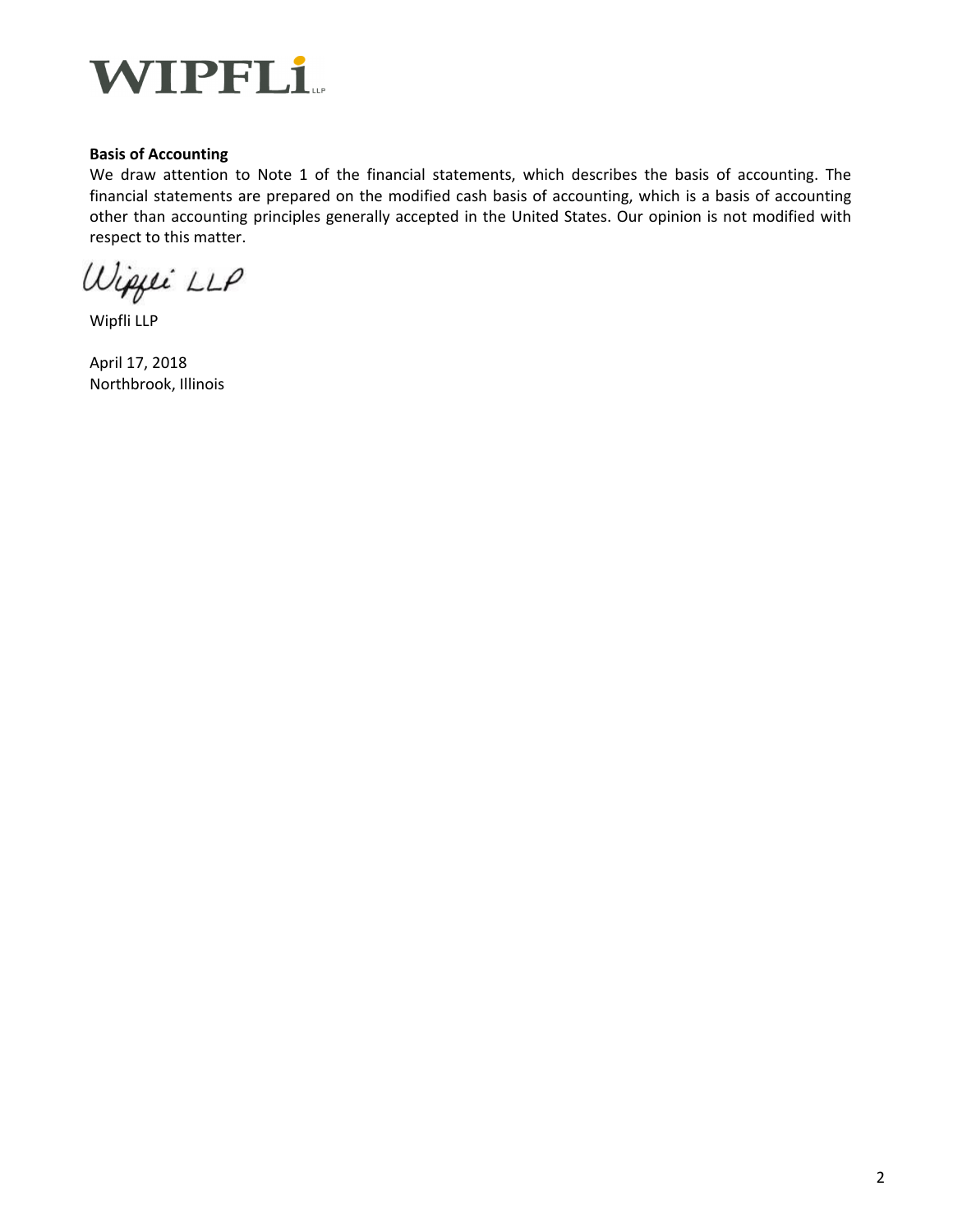**Basis of Accounting**

We draw attention to Note 1 of the financial statements, which describes the basis of accounting. The financial statements are prepared on the modified cash basis of accounting, which is a basis of accounting other than accounting principles generally accepted in the United States. Our opinion is not modified with respect to this matter.

Wipfli LLP

Wipfli LLP

April 17, 2018
Northbrook, Illinois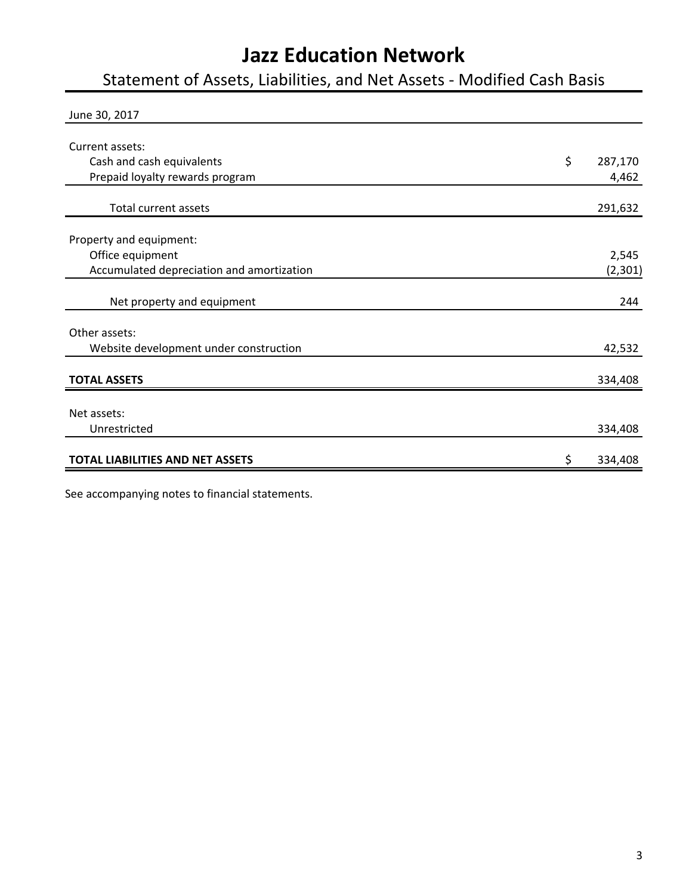# Jazz Education Network

## Statement of Assets, Liabilities, and Net Assets - Modified Cash Basis

| June 30, 2017 | | |
|---|---|---|
| Current assets: | | |
| Cash and cash equivalents | $ | 287,170 |
| Prepaid loyalty rewards program | | 4,462 |
| Total current assets | | 291,632 |
| Property and equipment: | | |
| Office equipment | | 2,545 |
| Accumulated depreciation and amortization | | (2,301) |
| Net property and equipment | | 244 |
| Other assets: | | |
| Website development under construction | | 42,532 |
| **TOTAL ASSETS** | | 334,408 |
| Net assets: | | |
| Unrestricted | | 334,408 |
| **TOTAL LIABILITIES AND NET ASSETS** | $ | 334,408 |

See accompanying notes to financial statements.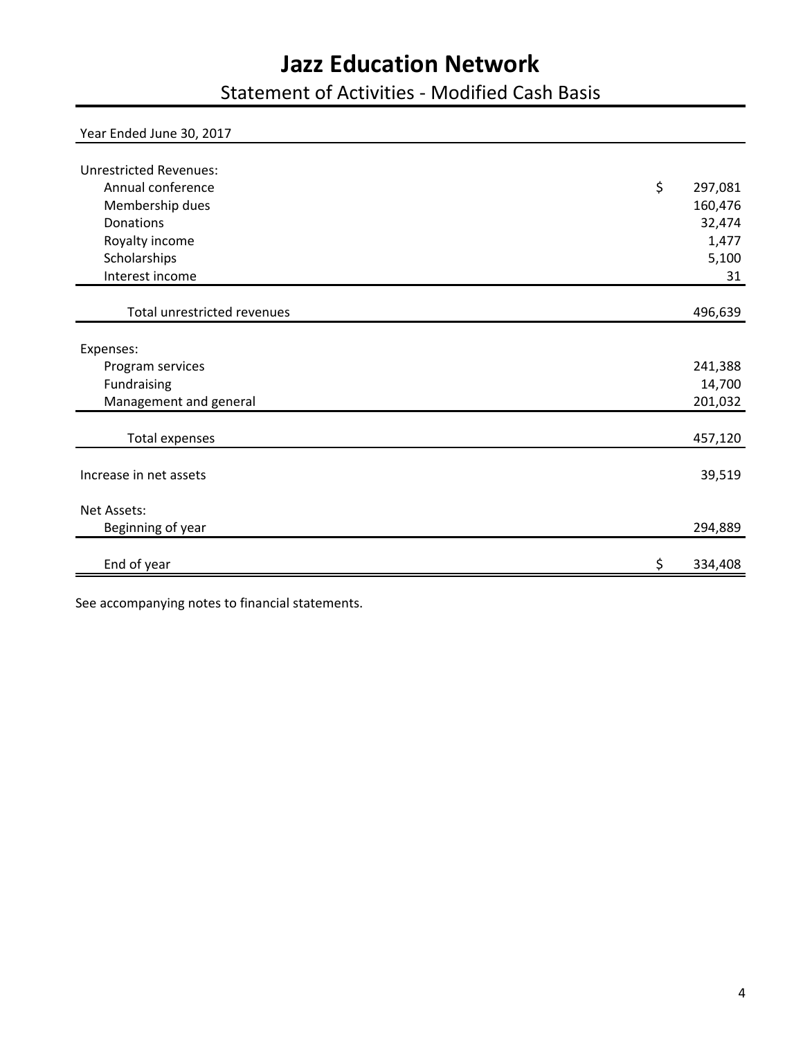# Jazz Education Network

## Statement of Activities - Modified Cash Basis

| Year Ended June 30, 2017 | | |
|---|---|---|
| **Unrestricted Revenues:** | | |
| Annual conference | $ | 297,081 |
| Membership dues | | 160,476 |
| Donations | | 32,474 |
| Royalty income | | 1,477 |
| Scholarships | | 5,100 |
| Interest income | | 31 |
| Total unrestricted revenues | | 496,639 |
| **Expenses:** | | |
| Program services | | 241,388 |
| Fundraising | | 14,700 |
| Management and general | | 201,032 |
| Total expenses | | 457,120 |
| Increase in net assets | | 39,519 |
| **Net Assets:** | | |
| Beginning of year | | 294,889 |
| End of year | $ | 334,408 |

See accompanying notes to financial statements.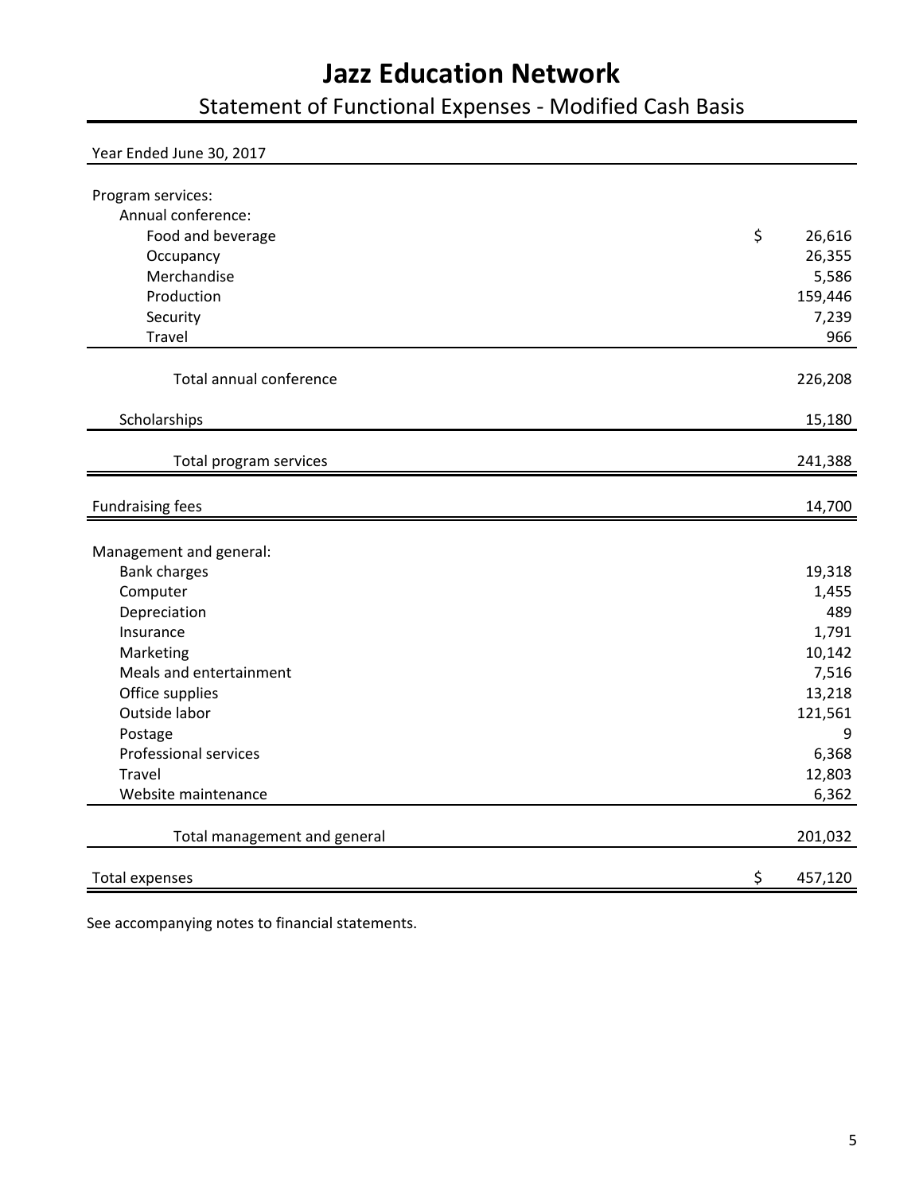# Jazz Education Network

## Statement of Functional Expenses - Modified Cash Basis

| Year Ended June 30, 2017 | |
|---|---|
| Program services: | |
| Annual conference: | |
| Food and beverage | $ 26,616 |
| Occupancy | 26,355 |
| Merchandise | 5,586 |
| Production | 159,446 |
| Security | 7,239 |
| Travel | 966 |
| Total annual conference | 226,208 |
| Scholarships | 15,180 |
| Total program services | 241,388 |
| Fundraising fees | 14,700 |
| Management and general: | |
| Bank charges | 19,318 |
| Computer | 1,455 |
| Depreciation | 489 |
| Insurance | 1,791 |
| Marketing | 10,142 |
| Meals and entertainment | 7,516 |
| Office supplies | 13,218 |
| Outside labor | 121,561 |
| Postage | 9 |
| Professional services | 6,368 |
| Travel | 12,803 |
| Website maintenance | 6,362 |
| Total management and general | 201,032 |
| Total expenses | $ 457,120 |

See accompanying notes to financial statements.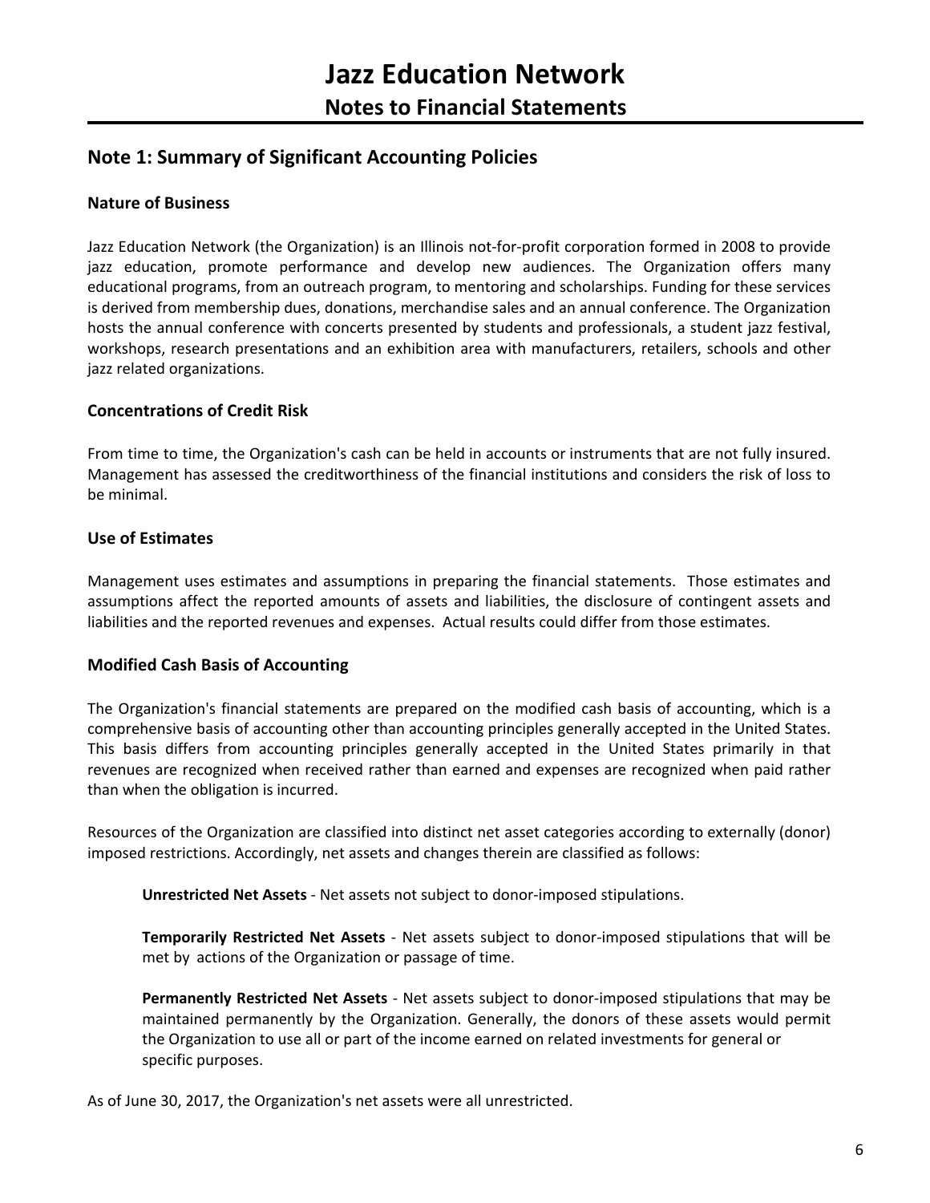# Jazz Education Network

## Notes to Financial Statements

## Note 1: Summary of Significant Accounting Policies

### Nature of Business

Jazz Education Network (the Organization) is an Illinois not-for-profit corporation formed in 2008 to provide jazz education, promote performance and develop new audiences. The Organization offers many educational programs, from an outreach program, to mentoring and scholarships. Funding for these services is derived from membership dues, donations, merchandise sales and an annual conference. The Organization hosts the annual conference with concerts presented by students and professionals, a student jazz festival, workshops, research presentations and an exhibition area with manufacturers, retailers, schools and other jazz related organizations.

### Concentrations of Credit Risk

From time to time, the Organization's cash can be held in accounts or instruments that are not fully insured. Management has assessed the creditworthiness of the financial institutions and considers the risk of loss to be minimal.

### Use of Estimates

Management uses estimates and assumptions in preparing the financial statements. Those estimates and assumptions affect the reported amounts of assets and liabilities, the disclosure of contingent assets and liabilities and the reported revenues and expenses. Actual results could differ from those estimates.

### Modified Cash Basis of Accounting

The Organization's financial statements are prepared on the modified cash basis of accounting, which is a comprehensive basis of accounting other than accounting principles generally accepted in the United States. This basis differs from accounting principles generally accepted in the United States primarily in that revenues are recognized when received rather than earned and expenses are recognized when paid rather than when the obligation is incurred.

Resources of the Organization are classified into distinct net asset categories according to externally (donor) imposed restrictions. Accordingly, net assets and changes therein are classified as follows:

**Unrestricted Net Assets** - Net assets not subject to donor-imposed stipulations.

**Temporarily Restricted Net Assets** - Net assets subject to donor-imposed stipulations that will be met by actions of the Organization or passage of time.

**Permanently Restricted Net Assets** - Net assets subject to donor-imposed stipulations that may be maintained permanently by the Organization. Generally, the donors of these assets would permit the Organization to use all or part of the income earned on related investments for general or specific purposes.

As of June 30, 2017, the Organization's net assets were all unrestricted.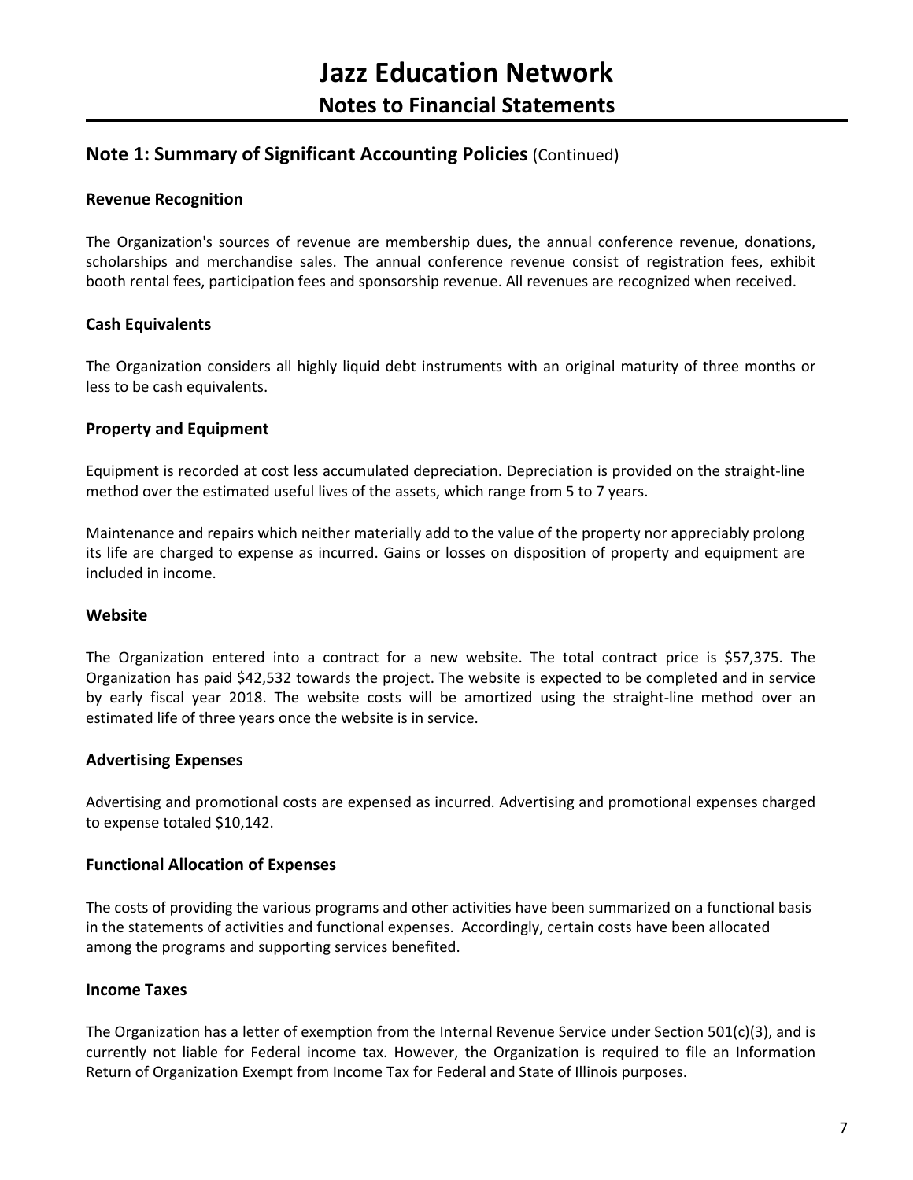# Jazz Education Network

## Notes to Financial Statements

### Note 1: Summary of Significant Accounting Policies (Continued)

#### Revenue Recognition

The Organization's sources of revenue are membership dues, the annual conference revenue, donations, scholarships and merchandise sales. The annual conference revenue consist of registration fees, exhibit booth rental fees, participation fees and sponsorship revenue. All revenues are recognized when received.

#### Cash Equivalents

The Organization considers all highly liquid debt instruments with an original maturity of three months or less to be cash equivalents.

#### Property and Equipment

Equipment is recorded at cost less accumulated depreciation. Depreciation is provided on the straight-line method over the estimated useful lives of the assets, which range from 5 to 7 years.

Maintenance and repairs which neither materially add to the value of the property nor appreciably prolong its life are charged to expense as incurred. Gains or losses on disposition of property and equipment are included in income.

#### Website

The Organization entered into a contract for a new website. The total contract price is $57,375. The Organization has paid $42,532 towards the project. The website is expected to be completed and in service by early fiscal year 2018. The website costs will be amortized using the straight-line method over an estimated life of three years once the website is in service.

#### Advertising Expenses

Advertising and promotional costs are expensed as incurred. Advertising and promotional expenses charged to expense totaled $10,142.

#### Functional Allocation of Expenses

The costs of providing the various programs and other activities have been summarized on a functional basis in the statements of activities and functional expenses. Accordingly, certain costs have been allocated among the programs and supporting services benefited.

#### Income Taxes

The Organization has a letter of exemption from the Internal Revenue Service under Section 501(c)(3), and is currently not liable for Federal income tax. However, the Organization is required to file an Information Return of Organization Exempt from Income Tax for Federal and State of Illinois purposes.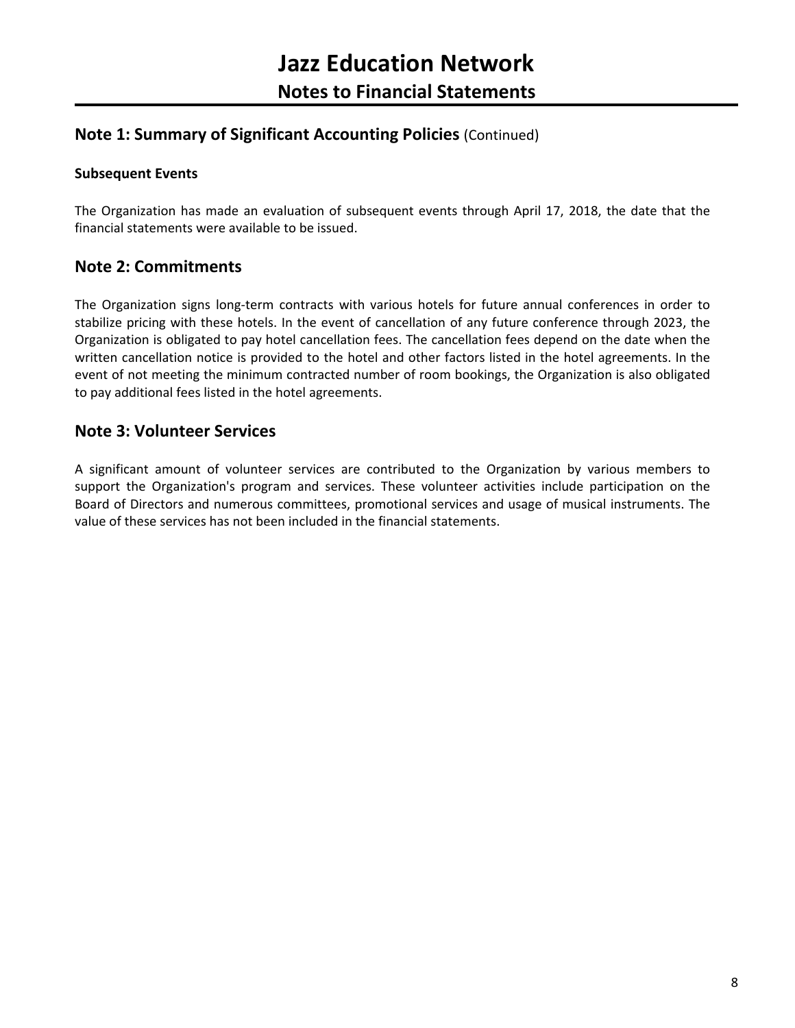# Jazz Education Network
## Notes to Financial Statements

## Note 1: Summary of Significant Accounting Policies (Continued)

### Subsequent Events

The Organization has made an evaluation of subsequent events through April 17, 2018, the date that the financial statements were available to be issued.

## Note 2: Commitments

The Organization signs long-term contracts with various hotels for future annual conferences in order to stabilize pricing with these hotels. In the event of cancellation of any future conference through 2023, the Organization is obligated to pay hotel cancellation fees. The cancellation fees depend on the date when the written cancellation notice is provided to the hotel and other factors listed in the hotel agreements. In the event of not meeting the minimum contracted number of room bookings, the Organization is also obligated to pay additional fees listed in the hotel agreements.

## Note 3: Volunteer Services

A significant amount of volunteer services are contributed to the Organization by various members to support the Organization's program and services. These volunteer activities include participation on the Board of Directors and numerous committees, promotional services and usage of musical instruments. The value of these services has not been included in the financial statements.